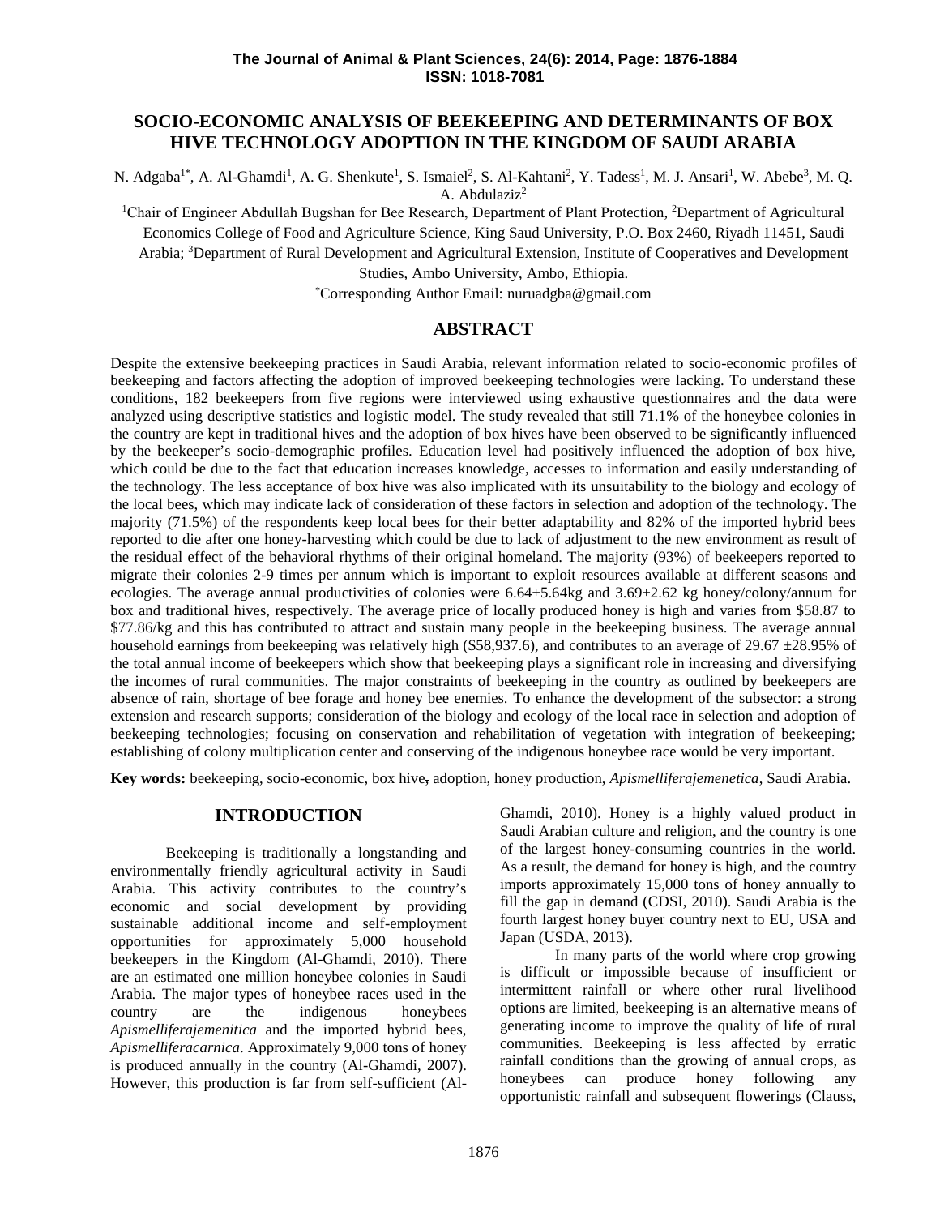# SOCIO-ECONOMIC ANALYSIS OF BEEKEEPING AND DETERMINANTS OF BOX HIVE TECHNOLOGY ADOPTION IN THE KINGDOM OF SAUDI ARABIA

N. Adgaba[1*], A. Al-Ghamdi[1], A. G. Shenkute[1], S. Ismaiel[2], S. Al-Kahtani[2], Y. Tadess[1], M. J. Ansari[1], W. Abebe[3], M. Q. A. Abdulaziz[2]

[1]Chair of Engineer Abdullah Bugshan for Bee Research, Department of Plant Protection, [2]Department of Agricultural Economics College of Food and Agriculture Science, King Saud University, P.O. Box 2460, Riyadh 11451, Saudi Arabia; [3]Department of Rural Development and Agricultural Extension, Institute of Cooperatives and Development Studies, Ambo University, Ambo, Ethiopia.

[*]Corresponding Author Email: nuruadgba@gmail.com

## ABSTRACT

Despite the extensive beekeeping practices in Saudi Arabia, relevant information related to socio-economic profiles of beekeeping and factors affecting the adoption of improved beekeeping technologies were lacking. To understand these conditions, 182 beekeepers from five regions were interviewed using exhaustive questionnaires and the data were analyzed using descriptive statistics and logistic model. The study revealed that still 71.1% of the honeybee colonies in the country are kept in traditional hives and the adoption of box hives have been observed to be significantly influenced by the beekeeper's socio-demographic profiles. Education level had positively influenced the adoption of box hive, which could be due to the fact that education increases knowledge, accesses to information and easily understanding of the technology. The less acceptance of box hive was also implicated with its unsuitability to the biology and ecology of the local bees, which may indicate lack of consideration of these factors in selection and adoption of the technology. The majority (71.5%) of the respondents keep local bees for their better adaptability and 82% of the imported hybrid bees reported to die after one honey-harvesting which could be due to lack of adjustment to the new environment as result of the residual effect of the behavioral rhythms of their original homeland. The majority (93%) of beekeepers reported to migrate their colonies 2-9 times per annum which is important to exploit resources available at different seasons and ecologies. The average annual productivities of colonies were 6.64±5.64kg and 3.69±2.62 kg honey/colony/annum for box and traditional hives, respectively. The average price of locally produced honey is high and varies from $58.87 to $77.86/kg and this has contributed to attract and sustain many people in the beekeeping business. The average annual household earnings from beekeeping was relatively high ($58,937.6), and contributes to an average of 29.67 ±28.95% of the total annual income of beekeepers which show that beekeeping plays a significant role in increasing and diversifying the incomes of rural communities. The major constraints of beekeeping in the country as outlined by beekeepers are absence of rain, shortage of bee forage and honey bee enemies. To enhance the development of the subsector: a strong extension and research supports; consideration of the biology and ecology of the local race in selection and adoption of beekeeping technologies; focusing on conservation and rehabilitation of vegetation with integration of beekeeping; establishing of colony multiplication center and conserving of the indigenous honeybee race would be very important.

**Key words:** beekeeping, socio-economic, box hive, adoption, honey production, *Apismelliferajemenetica*, Saudi Arabia.

## INTRODUCTION

Beekeeping is traditionally a longstanding and environmentally friendly agricultural activity in Saudi Arabia. This activity contributes to the country's economic and social development by providing sustainable additional income and self-employment opportunities for approximately 5,000 household beekeepers in the Kingdom (Al-Ghamdi, 2010). There are an estimated one million honeybee colonies in Saudi Arabia. The major types of honeybee races used in the country are the indigenous honeybees *Apismelliferajemenitica* and the imported hybrid bees, *Apismelliferacarnica*. Approximately 9,000 tons of honey is produced annually in the country (Al-Ghamdi, 2007). However, this production is far from self-sufficient (Al-Ghamdi, 2010). Honey is a highly valued product in Saudi Arabian culture and religion, and the country is one of the largest honey-consuming countries in the world. As a result, the demand for honey is high, and the country imports approximately 15,000 tons of honey annually to fill the gap in demand (CDSI, 2010). Saudi Arabia is the fourth largest honey buyer country next to EU, USA and Japan (USDA, 2013).

In many parts of the world where crop growing is difficult or impossible because of insufficient or intermittent rainfall or where other rural livelihood options are limited, beekeeping is an alternative means of generating income to improve the quality of life of rural communities. Beekeeping is less affected by erratic rainfall conditions than the growing of annual crops, as honeybees can produce honey following any opportunistic rainfall and subsequent flowerings (Clauss,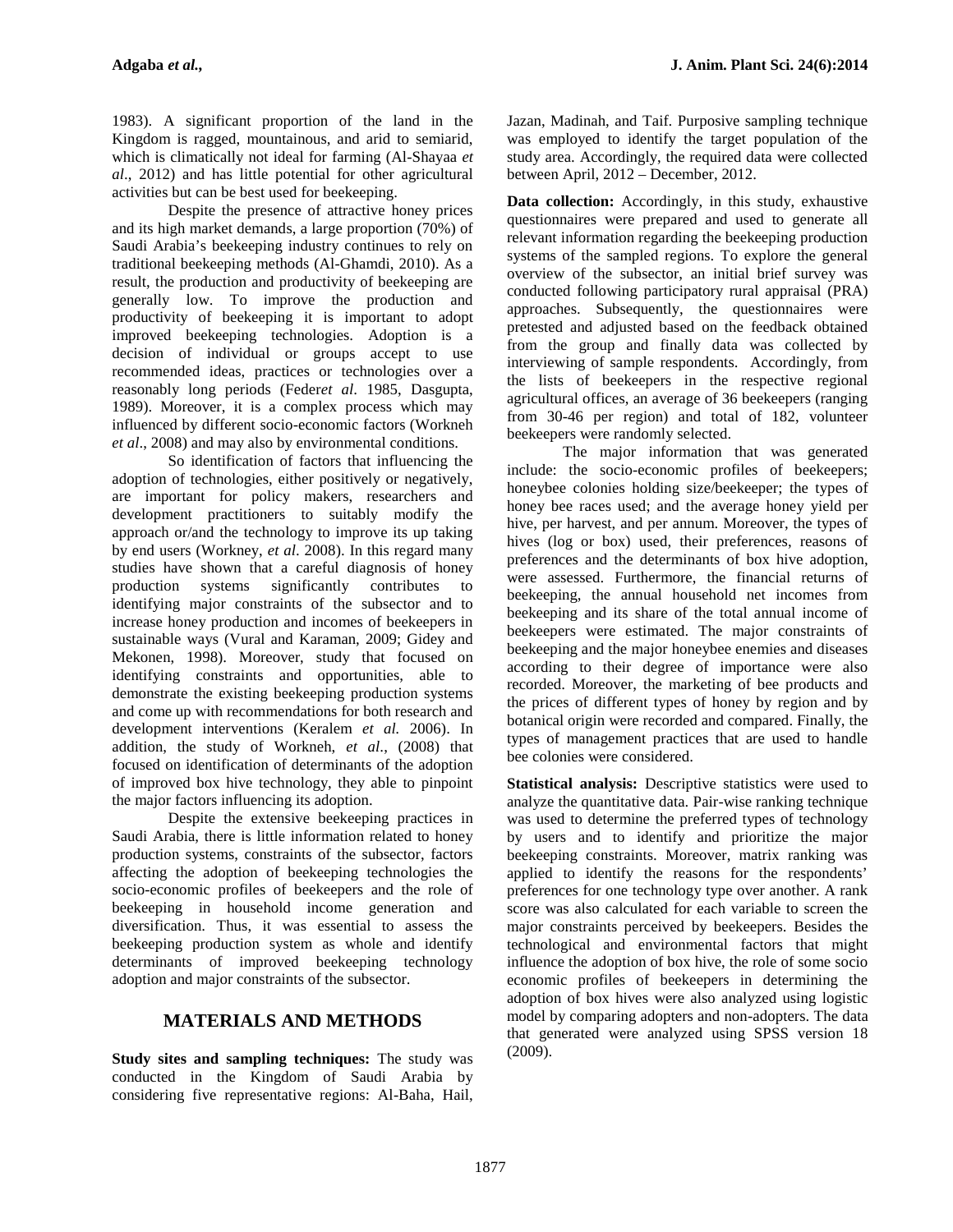1983). A significant proportion of the land in the Kingdom is ragged, mountainous, and arid to semiarid, which is climatically not ideal for farming (Al-Shayaa *et al*., 2012) and has little potential for other agricultural activities but can be best used for beekeeping.

Despite the presence of attractive honey prices and its high market demands, a large proportion (70%) of Saudi Arabia's beekeeping industry continues to rely on traditional beekeeping methods (Al-Ghamdi, 2010). As a result, the production and productivity of beekeeping are generally low. To improve the production and productivity of beekeeping it is important to adopt improved beekeeping technologies. Adoption is a decision of individual or groups accept to use recommended ideas, practices or technologies over a reasonably long periods (Feder*et al*. 1985, Dasgupta, 1989). Moreover, it is a complex process which may influenced by different socio-economic factors (Workneh *et al*., 2008) and may also by environmental conditions.

So identification of factors that influencing the adoption of technologies, either positively or negatively, are important for policy makers, researchers and development practitioners to suitably modify the approach or/and the technology to improve its up taking by end users (Workney, *et al*. 2008). In this regard many studies have shown that a careful diagnosis of honey production systems significantly contributes to identifying major constraints of the subsector and to increase honey production and incomes of beekeepers in sustainable ways (Vural and Karaman, 2009; Gidey and Mekonen, 1998). Moreover, study that focused on identifying constraints and opportunities, able to demonstrate the existing beekeeping production systems and come up with recommendations for both research and development interventions (Keralem *et al.* 2006). In addition, the study of Workneh, *et al*., (2008) that focused on identification of determinants of the adoption of improved box hive technology, they able to pinpoint the major factors influencing its adoption.

Despite the extensive beekeeping practices in Saudi Arabia, there is little information related to honey production systems, constraints of the subsector, factors affecting the adoption of beekeeping technologies the socio-economic profiles of beekeepers and the role of beekeeping in household income generation and diversification. Thus, it was essential to assess the beekeeping production system as whole and identify determinants of improved beekeeping technology adoption and major constraints of the subsector.

## MATERIALS AND METHODS

**Study sites and sampling techniques:** The study was conducted in the Kingdom of Saudi Arabia by considering five representative regions: Al-Baha, Hail, Jazan, Madinah, and Taif. Purposive sampling technique was employed to identify the target population of the study area. Accordingly, the required data were collected between April, 2012 – December, 2012.

**Data collection:** Accordingly, in this study, exhaustive questionnaires were prepared and used to generate all relevant information regarding the beekeeping production systems of the sampled regions. To explore the general overview of the subsector, an initial brief survey was conducted following participatory rural appraisal (PRA) approaches. Subsequently, the questionnaires were pretested and adjusted based on the feedback obtained from the group and finally data was collected by interviewing of sample respondents. Accordingly, from the lists of beekeepers in the respective regional agricultural offices, an average of 36 beekeepers (ranging from 30-46 per region) and total of 182, volunteer beekeepers were randomly selected.

The major information that was generated include: the socio-economic profiles of beekeepers; honeybee colonies holding size/beekeeper; the types of honey bee races used; and the average honey yield per hive, per harvest, and per annum. Moreover, the types of hives (log or box) used, their preferences, reasons of preferences and the determinants of box hive adoption, were assessed. Furthermore, the financial returns of beekeeping, the annual household net incomes from beekeeping and its share of the total annual income of beekeepers were estimated. The major constraints of beekeeping and the major honeybee enemies and diseases according to their degree of importance were also recorded. Moreover, the marketing of bee products and the prices of different types of honey by region and by botanical origin were recorded and compared. Finally, the types of management practices that are used to handle bee colonies were considered.

**Statistical analysis:** Descriptive statistics were used to analyze the quantitative data. Pair-wise ranking technique was used to determine the preferred types of technology by users and to identify and prioritize the major beekeeping constraints. Moreover, matrix ranking was applied to identify the reasons for the respondents' preferences for one technology type over another. A rank score was also calculated for each variable to screen the major constraints perceived by beekeepers. Besides the technological and environmental factors that might influence the adoption of box hive, the role of some socio economic profiles of beekeepers in determining the adoption of box hives were also analyzed using logistic model by comparing adopters and non-adopters. The data that generated were analyzed using SPSS version 18 (2009).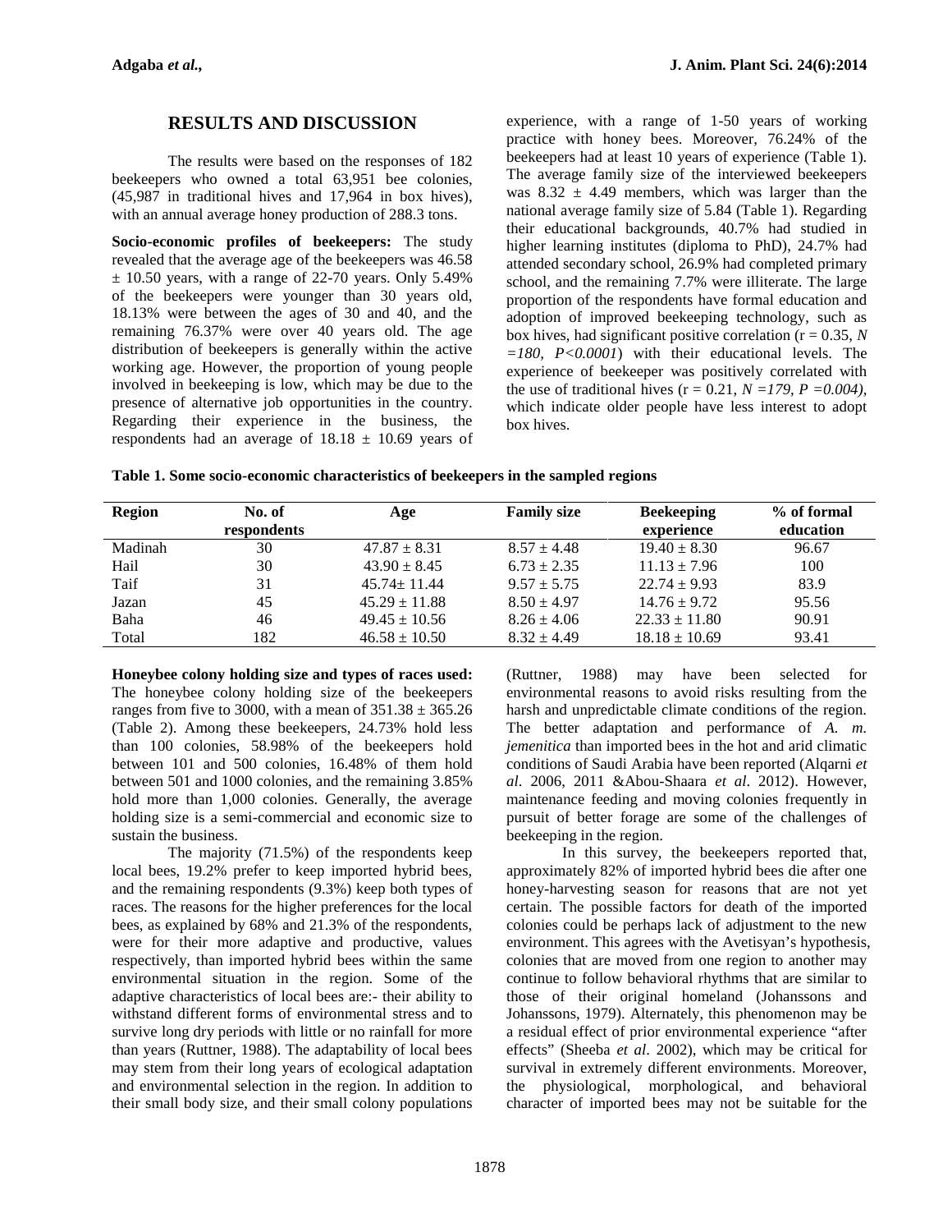## RESULTS AND DISCUSSION

The results were based on the responses of 182 beekeepers who owned a total 63,951 bee colonies, (45,987 in traditional hives and 17,964 in box hives), with an annual average honey production of 288.3 tons.

**Socio-economic profiles of beekeepers:** The study revealed that the average age of the beekeepers was 46.58 ± 10.50 years, with a range of 22-70 years. Only 5.49% of the beekeepers were younger than 30 years old, 18.13% were between the ages of 30 and 40, and the remaining 76.37% were over 40 years old. The age distribution of beekeepers is generally within the active working age. However, the proportion of young people involved in beekeeping is low, which may be due to the presence of alternative job opportunities in the country. Regarding their experience in the business, the respondents had an average of 18.18 ± 10.69 years of experience, with a range of 1-50 years of working practice with honey bees. Moreover, 76.24% of the beekeepers had at least 10 years of experience (Table 1). The average family size of the interviewed beekeepers was 8.32 ± 4.49 members, which was larger than the national average family size of 5.84 (Table 1). Regarding their educational backgrounds, 40.7% had studied in higher learning institutes (diploma to PhD), 24.7% had attended secondary school, 26.9% had completed primary school, and the remaining 7.7% were illiterate. The large proportion of the respondents have formal education and adoption of improved beekeeping technology, such as box hives, had significant positive correlation ($r = 0.35$, $N = 180$, $P < 0.0001$) with their educational levels. The experience of beekeeper was positively correlated with the use of traditional hives ($r = 0.21$, $N = 179$, $P = 0.004$), which indicate older people have less interest to adopt box hives.

**Table 1. Some socio-economic characteristics of beekeepers in the sampled regions**

| Region | No. of respondents | Age | Family size | Beekeeping experience | % of formal education |
|---|---|---|---|---|---|
| Madinah | 30 | 47.87 ± 8.31 | 8.57 ± 4.48 | 19.40 ± 8.30 | 96.67 |
| Hail | 30 | 43.90 ± 8.45 | 6.73 ± 2.35 | 11.13 ± 7.96 | 100 |
| Taif | 31 | 45.74± 11.44 | 9.57 ± 5.75 | 22.74 ± 9.93 | 83.9 |
| Jazan | 45 | 45.29 ± 11.88 | 8.50 ± 4.97 | 14.76 ± 9.72 | 95.56 |
| Baha | 46 | 49.45 ± 10.56 | 8.26 ± 4.06 | 22.33 ± 11.80 | 90.91 |
| Total | 182 | 46.58 ± 10.50 | 8.32 ± 4.49 | 18.18 ± 10.69 | 93.41 |

**Honeybee colony holding size and types of races used:** The honeybee colony holding size of the beekeepers ranges from five to 3000, with a mean of 351.38 ± 365.26 (Table 2). Among these beekeepers, 24.73% hold less than 100 colonies, 58.98% of the beekeepers hold between 101 and 500 colonies, 16.48% of them hold between 501 and 1000 colonies, and the remaining 3.85% hold more than 1,000 colonies. Generally, the average holding size is a semi-commercial and economic size to sustain the business.

The majority (71.5%) of the respondents keep local bees, 19.2% prefer to keep imported hybrid bees, and the remaining respondents (9.3%) keep both types of races. The reasons for the higher preferences for the local bees, as explained by 68% and 21.3% of the respondents, were for their more adaptive and productive, values respectively, than imported hybrid bees within the same environmental situation in the region. Some of the adaptive characteristics of local bees are:- their ability to withstand different forms of environmental stress and to survive long dry periods with little or no rainfall for more than years (Ruttner, 1988). The adaptability of local bees may stem from their long years of ecological adaptation and environmental selection in the region. In addition to their small body size, and their small colony populations (Ruttner, 1988) may have been selected for environmental reasons to avoid risks resulting from the harsh and unpredictable climate conditions of the region. The better adaptation and performance of *A. m. jemenitica* than imported bees in the hot and arid climatic conditions of Saudi Arabia have been reported (Alqarni *et al*. 2006, 2011 &Abou-Shaara *et al*. 2012). However, maintenance feeding and moving colonies frequently in pursuit of better forage are some of the challenges of beekeeping in the region.

In this survey, the beekeepers reported that, approximately 82% of imported hybrid bees die after one honey-harvesting season for reasons that are not yet certain. The possible factors for death of the imported colonies could be perhaps lack of adjustment to the new environment. This agrees with the Avetisyan's hypothesis, colonies that are moved from one region to another may continue to follow behavioral rhythms that are similar to those of their original homeland (Johanssons and Johanssons, 1979). Alternately, this phenomenon may be a residual effect of prior environmental experience "after effects" (Sheeba *et al*. 2002), which may be critical for survival in extremely different environments. Moreover, the physiological, morphological, and behavioral character of imported bees may not be suitable for the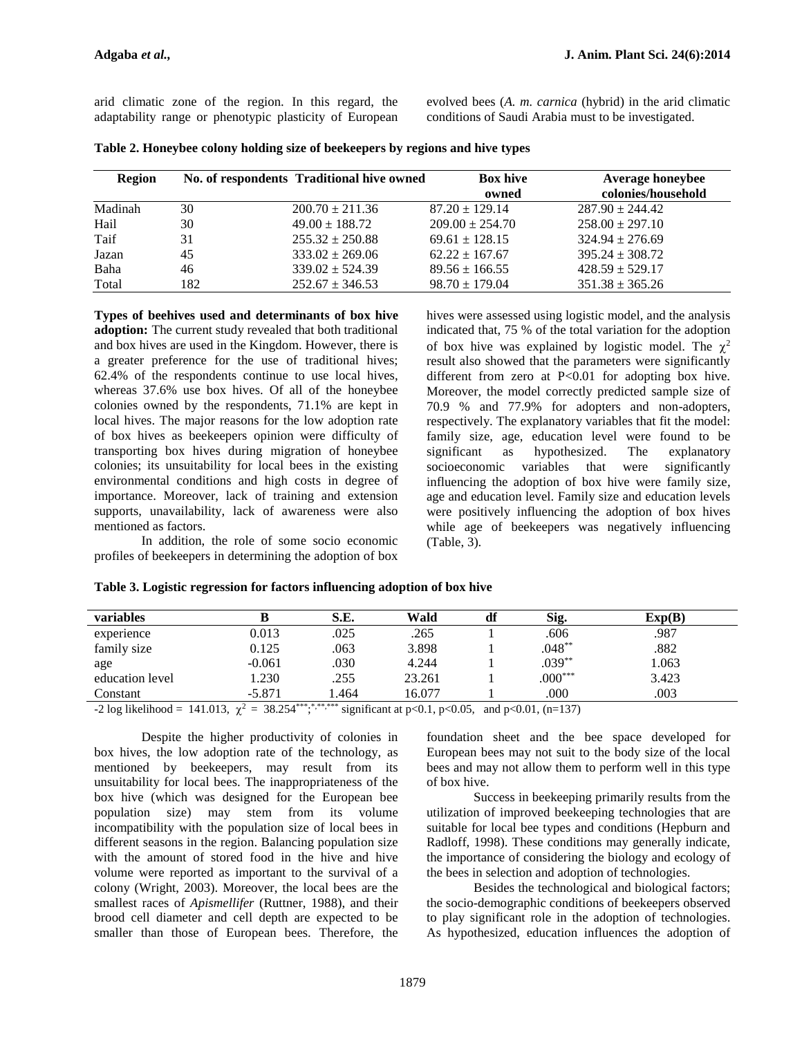arid climatic zone of the region. In this regard, the adaptability range or phenotypic plasticity of European evolved bees (*A. m. carnica* (hybrid) in the arid climatic conditions of Saudi Arabia must to be investigated.

**Table 2. Honeybee colony holding size of beekeepers by regions and hive types**

| Region | No. of respondents | Traditional hive owned | Box hive owned | Average honeybee colonies/household |
|---|---|---|---|---|
| Madinah | 30 | 200.70 ± 211.36 | 87.20 ± 129.14 | 287.90 ± 244.42 |
| Hail | 30 | 49.00 ± 188.72 | 209.00 ± 254.70 | 258.00 ± 297.10 |
| Taif | 31 | 255.32 ± 250.88 | 69.61 ± 128.15 | 324.94 ± 276.69 |
| Jazan | 45 | 333.02 ± 269.06 | 62.22 ± 167.67 | 395.24 ± 308.72 |
| Baha | 46 | 339.02 ± 524.39 | 89.56 ± 166.55 | 428.59 ± 529.17 |
| Total | 182 | 252.67 ± 346.53 | 98.70 ± 179.04 | 351.38 ± 365.26 |

**Types of beehives used and determinants of box hive adoption:** The current study revealed that both traditional and box hives are used in the Kingdom. However, there is a greater preference for the use of traditional hives; 62.4% of the respondents continue to use local hives, whereas 37.6% use box hives. Of all of the honeybee colonies owned by the respondents, 71.1% are kept in local hives. The major reasons for the low adoption rate of box hives as beekeepers opinion were difficulty of transporting box hives during migration of honeybee colonies; its unsuitability for local bees in the existing environmental conditions and high costs in degree of importance. Moreover, lack of training and extension supports, unavailability, lack of awareness were also mentioned as factors.

In addition, the role of some socio economic profiles of beekeepers in determining the adoption of box hives were assessed using logistic model, and the analysis indicated that, 75 % of the total variation for the adoption of box hive was explained by logistic model. The $\chi^2$ result also showed that the parameters were significantly different from zero at P<0.01 for adopting box hive. Moreover, the model correctly predicted sample size of 70.9 % and 77.9% for adopters and non-adopters, respectively. The explanatory variables that fit the model: family size, age, education level were found to be significant as hypothesized. The explanatory socioeconomic variables that were significantly influencing the adoption of box hive were family size, age and education level. Family size and education levels were positively influencing the adoption of box hives while age of beekeepers was negatively influencing (Table, 3).

**Table 3. Logistic regression for factors influencing adoption of box hive**

| variables | B | S.E. | Wald | df | Sig. | Exp(B) |
|---|---|---|---|---|---|---|
| experience | 0.013 | .025 | .265 | 1 | .606 | .987 |
| family size | 0.125 | .063 | 3.898 | 1 | .048** | .882 |
| age | -0.061 | .030 | 4.244 | 1 | .039** | 1.063 |
| education level | 1.230 | .255 | 23.261 | 1 | .000*** | 3.423 |
| Constant | -5.871 | 1.464 | 16.077 | 1 | .000 | .003 |

-2 log likelihood = 141.013, $\chi^2$ = 38.254***; *,**,*** significant at p<0.1, p<0.05, and p<0.01, (n=137)

Despite the higher productivity of colonies in box hives, the low adoption rate of the technology, as mentioned by beekeepers, may result from its unsuitability for local bees. The inappropriateness of the box hive (which was designed for the European bee population size) may stem from its volume incompatibility with the population size of local bees in different seasons in the region. Balancing population size with the amount of stored food in the hive and hive volume were reported as important to the survival of a colony (Wright, 2003). Moreover, the local bees are the smallest races of *Apismellifer* (Ruttner, 1988), and their brood cell diameter and cell depth are expected to be smaller than those of European bees. Therefore, the foundation sheet and the bee space developed for European bees may not suit to the body size of the local bees and may not allow them to perform well in this type of box hive.

Success in beekeeping primarily results from the utilization of improved beekeeping technologies that are suitable for local bee types and conditions (Hepburn and Radloff, 1998). These conditions may generally indicate, the importance of considering the biology and ecology of the bees in selection and adoption of technologies.

Besides the technological and biological factors; the socio-demographic conditions of beekeepers observed to play significant role in the adoption of technologies. As hypothesized, education influences the adoption of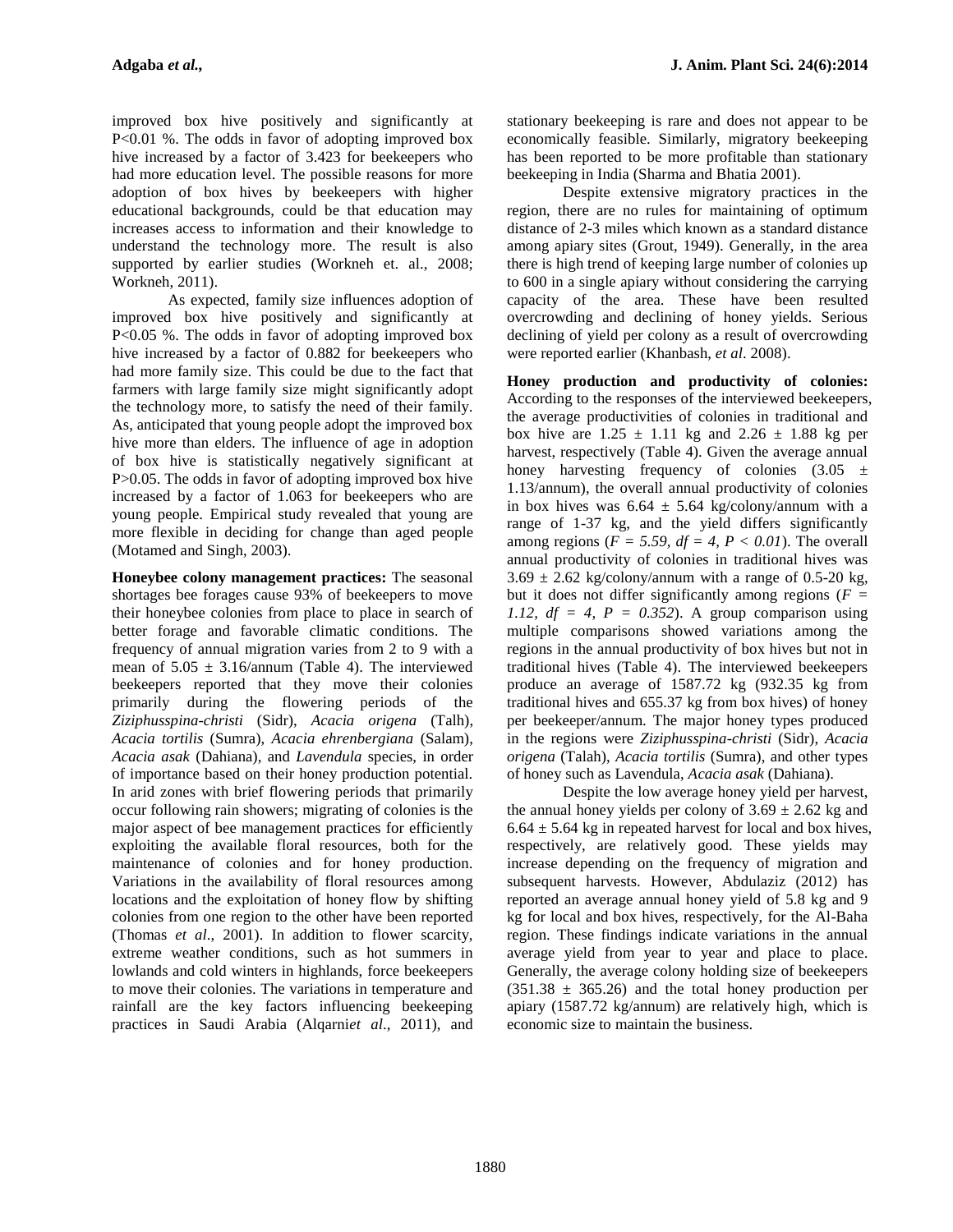improved box hive positively and significantly at P<0.01 %. The odds in favor of adopting improved box hive increased by a factor of 3.423 for beekeepers who had more education level. The possible reasons for more adoption of box hives by beekeepers with higher educational backgrounds, could be that education may increases access to information and their knowledge to understand the technology more. The result is also supported by earlier studies (Workneh et. al., 2008; Workneh, 2011).

As expected, family size influences adoption of improved box hive positively and significantly at P<0.05 %. The odds in favor of adopting improved box hive increased by a factor of 0.882 for beekeepers who had more family size. This could be due to the fact that farmers with large family size might significantly adopt the technology more, to satisfy the need of their family. As, anticipated that young people adopt the improved box hive more than elders. The influence of age in adoption of box hive is statistically negatively significant at P>0.05. The odds in favor of adopting improved box hive increased by a factor of 1.063 for beekeepers who are young people. Empirical study revealed that young are more flexible in deciding for change than aged people (Motamed and Singh, 2003).

**Honeybee colony management practices:** The seasonal shortages bee forages cause 93% of beekeepers to move their honeybee colonies from place to place in search of better forage and favorable climatic conditions. The frequency of annual migration varies from 2 to 9 with a mean of $5.05 \pm 3.16$/annum (Table 4). The interviewed beekeepers reported that they move their colonies primarily during the flowering periods of the *Ziziphusspina-christi* (Sidr), *Acacia origena* (Talh), *Acacia tortilis* (Sumra), *Acacia ehrenbergiana* (Salam), *Acacia asak* (Dahiana), and *Lavendula* species, in order of importance based on their honey production potential. In arid zones with brief flowering periods that primarily occur following rain showers; migrating of colonies is the major aspect of bee management practices for efficiently exploiting the available floral resources, both for the maintenance of colonies and for honey production. Variations in the availability of floral resources among locations and the exploitation of honey flow by shifting colonies from one region to the other have been reported (Thomas *et al*., 2001). In addition to flower scarcity, extreme weather conditions, such as hot summers in lowlands and cold winters in highlands, force beekeepers to move their colonies. The variations in temperature and rainfall are the key factors influencing beekeeping practices in Saudi Arabia (Alqarni*et al*., 2011), and stationary beekeeping is rare and does not appear to be economically feasible. Similarly, migratory beekeeping has been reported to be more profitable than stationary beekeeping in India (Sharma and Bhatia 2001).

Despite extensive migratory practices in the region, there are no rules for maintaining of optimum distance of 2-3 miles which known as a standard distance among apiary sites (Grout, 1949). Generally, in the area there is high trend of keeping large number of colonies up to 600 in a single apiary without considering the carrying capacity of the area. These have been resulted overcrowding and declining of honey yields. Serious declining of yield per colony as a result of overcrowding were reported earlier (Khanbash, *et al*. 2008).

**Honey production and productivity of colonies:** According to the responses of the interviewed beekeepers, the average productivities of colonies in traditional and box hive are $1.25 \pm 1.11$ kg and $2.26 \pm 1.88$ kg per harvest, respectively (Table 4). Given the average annual honey harvesting frequency of colonies ($3.05 \pm 1.13$/annum), the overall annual productivity of colonies in box hives was $6.64 \pm 5.64$ kg/colony/annum with a range of 1-37 kg, and the yield differs significantly among regions ($F = 5.59$, $df = 4$, $P < 0.01$). The overall annual productivity of colonies in traditional hives was $3.69 \pm 2.62$ kg/colony/annum with a range of 0.5-20 kg, but it does not differ significantly among regions ($F = 1.12$, $df = 4$, $P = 0.352$). A group comparison using multiple comparisons showed variations among the regions in the annual productivity of box hives but not in traditional hives (Table 4). The interviewed beekeepers produce an average of 1587.72 kg (932.35 kg from traditional hives and 655.37 kg from box hives) of honey per beekeeper/annum. The major honey types produced in the regions were *Ziziphusspina-christi* (Sidr), *Acacia origena* (Talah), *Acacia tortilis* (Sumra), and other types of honey such as Lavendula, *Acacia asak* (Dahiana).

Despite the low average honey yield per harvest, the annual honey yields per colony of $3.69 \pm 2.62$ kg and $6.64 \pm 5.64$ kg in repeated harvest for local and box hives, respectively, are relatively good. These yields may increase depending on the frequency of migration and subsequent harvests. However, Abdulaziz (2012) has reported an average annual honey yield of 5.8 kg and 9 kg for local and box hives, respectively, for the Al-Baha region. These findings indicate variations in the annual average yield from year to year and place to place. Generally, the average colony holding size of beekeepers ($351.38 \pm 365.26$) and the total honey production per apiary (1587.72 kg/annum) are relatively high, which is economic size to maintain the business.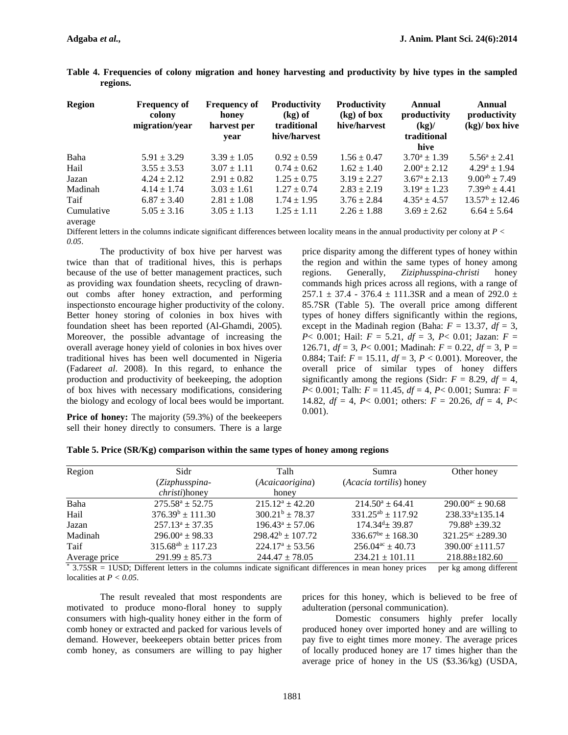**Table 4. Frequencies of colony migration and honey harvesting and productivity by hive types in the sampled regions.**

| Region | Frequency of colony migration/year | Frequency of honey harvest per year | Productivity (kg) of traditional hive/harvest | Productivity (kg) of box hive/harvest | Annual productivity (kg)/ traditional hive | Annual productivity (kg)/ box hive |
|---|---|---|---|---|---|---|
| Baha | 5.91 ± 3.29 | 3.39 ± 1.05 | 0.92 ± 0.59 | 1.56 ± 0.47 | $3.70^{a}$ ± 1.39 | $5.56^{a}$ ± 2.41 |
| Hail | 3.55 ± 3.53 | 3.07 ± 1.11 | 0.74 ± 0.62 | 1.62 ± 1.40 | $2.00^{a}$ ± 2.12 | $4.29^{a}$ ± 1.94 |
| Jazan | 4.24 ± 2.12 | 2.91 ± 0.82 | 1.25 ± 0.75 | 3.19 ± 2.27 | $3.67^{a}$ ± 2.13 | $9.00^{ab}$ ± 7.49 |
| Madinah | 4.14 ± 1.74 | 3.03 ± 1.61 | 1.27 ± 0.74 | 2.83 ± 2.19 | $3.19^{a}$ ± 1.23 | $7.39^{ab}$ ± 4.41 |
| Taif | 6.87 ± 3.40 | 2.81 ± 1.08 | 1.74 ± 1.95 | 3.76 ± 2.84 | $4.35^{a}$ ± 4.57 | $13.57^{b}$ ± 12.46 |
| Cumulative average | 5.05 ± 3.16 | 3.05 ± 1.13 | 1.25 ± 1.11 | 2.26 ± 1.88 | 3.69 ± 2.62 | 6.64 ± 5.64 |

Different letters in the columns indicate significant differences between locality means in the annual productivity per colony at $P < 0.05$.

The productivity of box hive per harvest was twice than that of traditional hives, this is perhaps because of the use of better management practices, such as providing wax foundation sheets, recycling of drawn-out combs after honey extraction, and performing inspectionsto encourage higher productivity of the colony. Better honey storing of colonies in box hives with foundation sheet has been reported (Al-Ghamdi, 2005). Moreover, the possible advantage of increasing the overall average honey yield of colonies in box hives over traditional hives has been well documented in Nigeria (Fadare*et al*. 2008). In this regard, to enhance the production and productivity of beekeeping, the adoption of box hives with necessary modifications, considering the biology and ecology of local bees would be important.

**Price of honey:** The majority (59.3%) of the beekeepers sell their honey directly to consumers. There is a large price disparity among the different types of honey within the region and within the same types of honey among regions. Generally, *Ziziphusspina-christi* honey commands high prices across all regions, with a range of 257.1 ± 37.4 - 376.4 ± 111.3SR and a mean of 292.0 ± 85.7SR (Table 5). The overall price among different types of honey differs significantly within the regions, except in the Madinah region (Baha: $F = 13.37$, $df = 3$, $P < 0.001$; Hail: $F = 5.21$, $df = 3$, $P < 0.01$; Jazan: $F = 126.71$, $df = 3$, $P < 0.001$; Madinah: $F = 0.22$, $df = 3$, $P = 0.884$; Taif: $F = 15.11$, $df = 3$, $P < 0.001$). Moreover, the overall price of similar types of honey differs significantly among the regions (Sidr: $F = 8.29$, $df = 4$, $P < 0.001$; Talh: $F = 11.45$, $df = 4$, $P < 0.001$; Sumra: $F = 14.82$, $df = 4$, $P < 0.001$; others: $F = 20.26$, $df = 4$, $P < 0.001$).

**Table 5. Price (SR/Kg) comparison within the same types of honey among regions**

| Region | Sidr (*Zizphusspina-christi*)honey | Talh (*Acaicaorigina*) honey | Sumra (*Acacia tortilis*) honey | Other honey |
|---|---|---|---|---|
| Baha | $275.58^{a}$ ± 52.75 | $215.12^{a}$ ± 42.20 | $214.50^{a}$ ± 64.41 | $290.00^{ac}$ ± 90.68 |
| Hail | $376.39^{b}$ ± 111.30 | $300.21^{b}$ ± 78.37 | $331.25^{ab}$ ± 117.92 | $238.33^{a}$±135.14 |
| Jazan | $257.13^{a}$ ± 37.35 | $196.43^{a}$ ± 57.06 | $174.34^{d}$± 39.87 | $79.88^{b}$ ±39.32 |
| Madinah | $296.00^{a}$ ± 98.33 | $298.42^{b}$ ± 107.72 | $336.67^{be}$ ± 168.30 | $321.25^{ac}$ ±289.30 |
| Taif | $315.68^{ab}$ ± 117.23 | $224.17^{a}$ ± 53.56 | $256.04^{ac}$ ± 40.73 | $390.00^{c}$ ±111.57 |
| Average price | 291.99 ± 85.73 | 244.47 ± 78.05 | 234.21 ± 101.11 | 218.88±182.60 |

* 3.75SR = 1USD; Different letters in the columns indicate significant differences in mean honey prices per kg among different localities at $P < 0.05$.

The result revealed that most respondents are motivated to produce mono-floral honey to supply consumers with high-quality honey either in the form of comb honey or extracted and packed for various levels of demand. However, beekeepers obtain better prices from comb honey, as consumers are willing to pay higher prices for this honey, which is believed to be free of adulteration (personal communication).

Domestic consumers highly prefer locally produced honey over imported honey and are willing to pay five to eight times more money. The average prices of locally produced honey are 17 times higher than the average price of honey in the US ($3.36/kg) (USDA,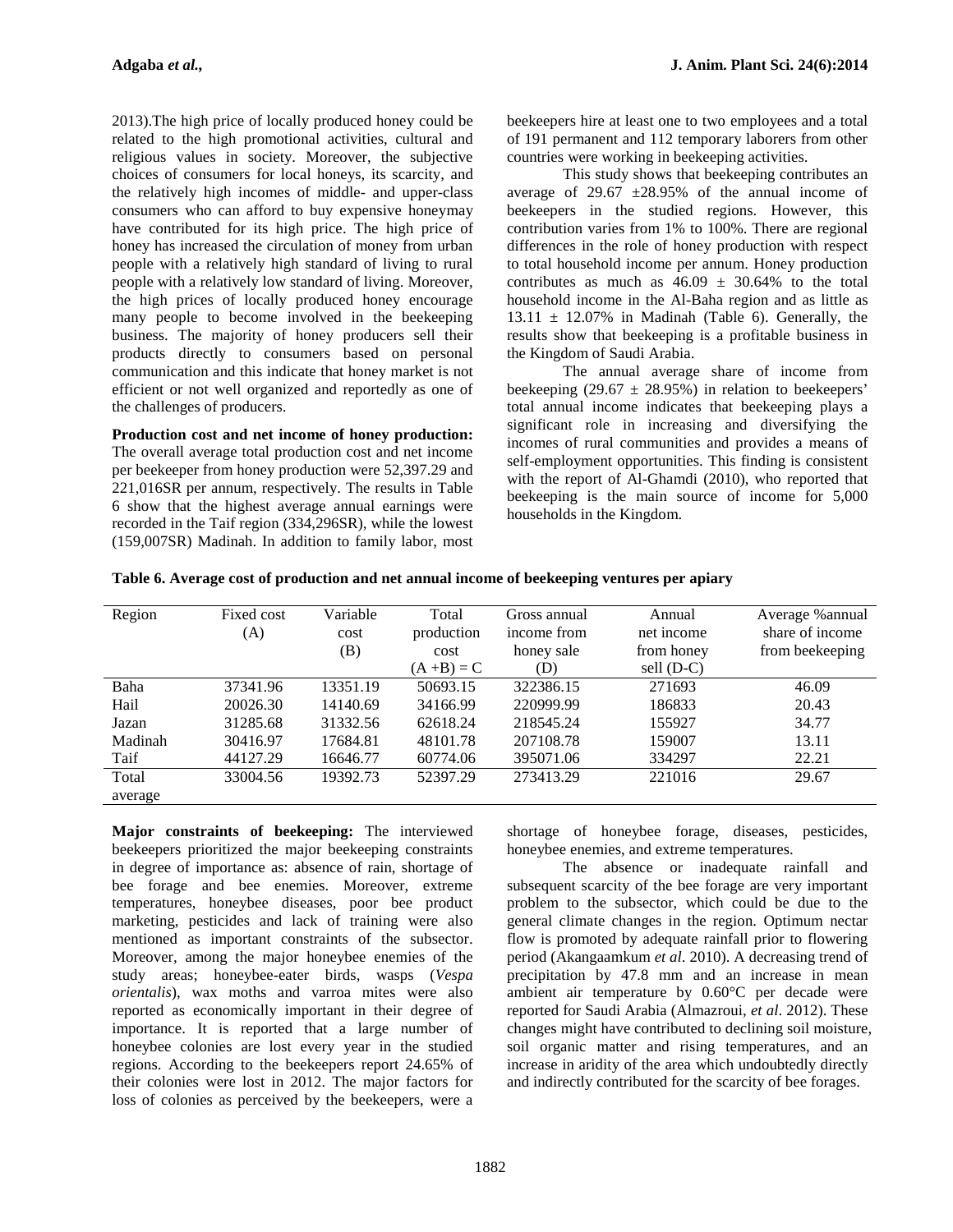2013).The high price of locally produced honey could be related to the high promotional activities, cultural and religious values in society. Moreover, the subjective choices of consumers for local honeys, its scarcity, and the relatively high incomes of middle- and upper-class consumers who can afford to buy expensive honeymay have contributed for its high price. The high price of honey has increased the circulation of money from urban people with a relatively high standard of living to rural people with a relatively low standard of living. Moreover, the high prices of locally produced honey encourage many people to become involved in the beekeeping business. The majority of honey producers sell their products directly to consumers based on personal communication and this indicate that honey market is not efficient or not well organized and reportedly as one of the challenges of producers.

**Production cost and net income of honey production:** The overall average total production cost and net income per beekeeper from honey production were 52,397.29 and 221,016SR per annum, respectively. The results in Table 6 show that the highest average annual earnings were recorded in the Taif region (334,296SR), while the lowest (159,007SR) Madinah. In addition to family labor, most beekeepers hire at least one to two employees and a total of 191 permanent and 112 temporary laborers from other countries were working in beekeeping activities.

This study shows that beekeeping contributes an average of 29.67 ±28.95% of the annual income of beekeepers in the studied regions. However, this contribution varies from 1% to 100%. There are regional differences in the role of honey production with respect to total household income per annum. Honey production contributes as much as 46.09 ± 30.64% to the total household income in the Al-Baha region and as little as 13.11 ± 12.07% in Madinah (Table 6). Generally, the results show that beekeeping is a profitable business in the Kingdom of Saudi Arabia.

The annual average share of income from beekeeping (29.67 ± 28.95%) in relation to beekeepers' total annual income indicates that beekeeping plays a significant role in increasing and diversifying the incomes of rural communities and provides a means of self-employment opportunities. This finding is consistent with the report of Al-Ghamdi (2010), who reported that beekeeping is the main source of income for 5,000 households in the Kingdom.

**Table 6. Average cost of production and net annual income of beekeeping ventures per apiary**

| Region | Fixed cost (A) | Variable cost (B) | Total production cost (A +B) = C | Gross annual income from honey sale (D) | Annual net income from honey sell (D-C) | Average %annual share of income from beekeeping |
|---|---|---|---|---|---|---|
| Baha | 37341.96 | 13351.19 | 50693.15 | 322386.15 | 271693 | 46.09 |
| Hail | 20026.30 | 14140.69 | 34166.99 | 220999.99 | 186833 | 20.43 |
| Jazan | 31285.68 | 31332.56 | 62618.24 | 218545.24 | 155927 | 34.77 |
| Madinah | 30416.97 | 17684.81 | 48101.78 | 207108.78 | 159007 | 13.11 |
| Taif | 44127.29 | 16646.77 | 60774.06 | 395071.06 | 334297 | 22.21 |
| Total average | 33004.56 | 19392.73 | 52397.29 | 273413.29 | 221016 | 29.67 |

**Major constraints of beekeeping:** The interviewed beekeepers prioritized the major beekeeping constraints in degree of importance as: absence of rain, shortage of bee forage and bee enemies. Moreover, extreme temperatures, honeybee diseases, poor bee product marketing, pesticides and lack of training were also mentioned as important constraints of the subsector. Moreover, among the major honeybee enemies of the study areas; honeybee-eater birds, wasps (*Vespa orientalis*), wax moths and varroa mites were also reported as economically important in their degree of importance. It is reported that a large number of honeybee colonies are lost every year in the studied regions. According to the beekeepers report 24.65% of their colonies were lost in 2012. The major factors for loss of colonies as perceived by the beekeepers, were a shortage of honeybee forage, diseases, pesticides, honeybee enemies, and extreme temperatures.

The absence or inadequate rainfall and subsequent scarcity of the bee forage are very important problem to the subsector, which could be due to the general climate changes in the region. Optimum nectar flow is promoted by adequate rainfall prior to flowering period (Akangaamkum *et al*. 2010). A decreasing trend of precipitation by 47.8 mm and an increase in mean ambient air temperature by 0.60°C per decade were reported for Saudi Arabia (Almazroui, *et al*. 2012). These changes might have contributed to declining soil moisture, soil organic matter and rising temperatures, and an increase in aridity of the area which undoubtedly directly and indirectly contributed for the scarcity of bee forages.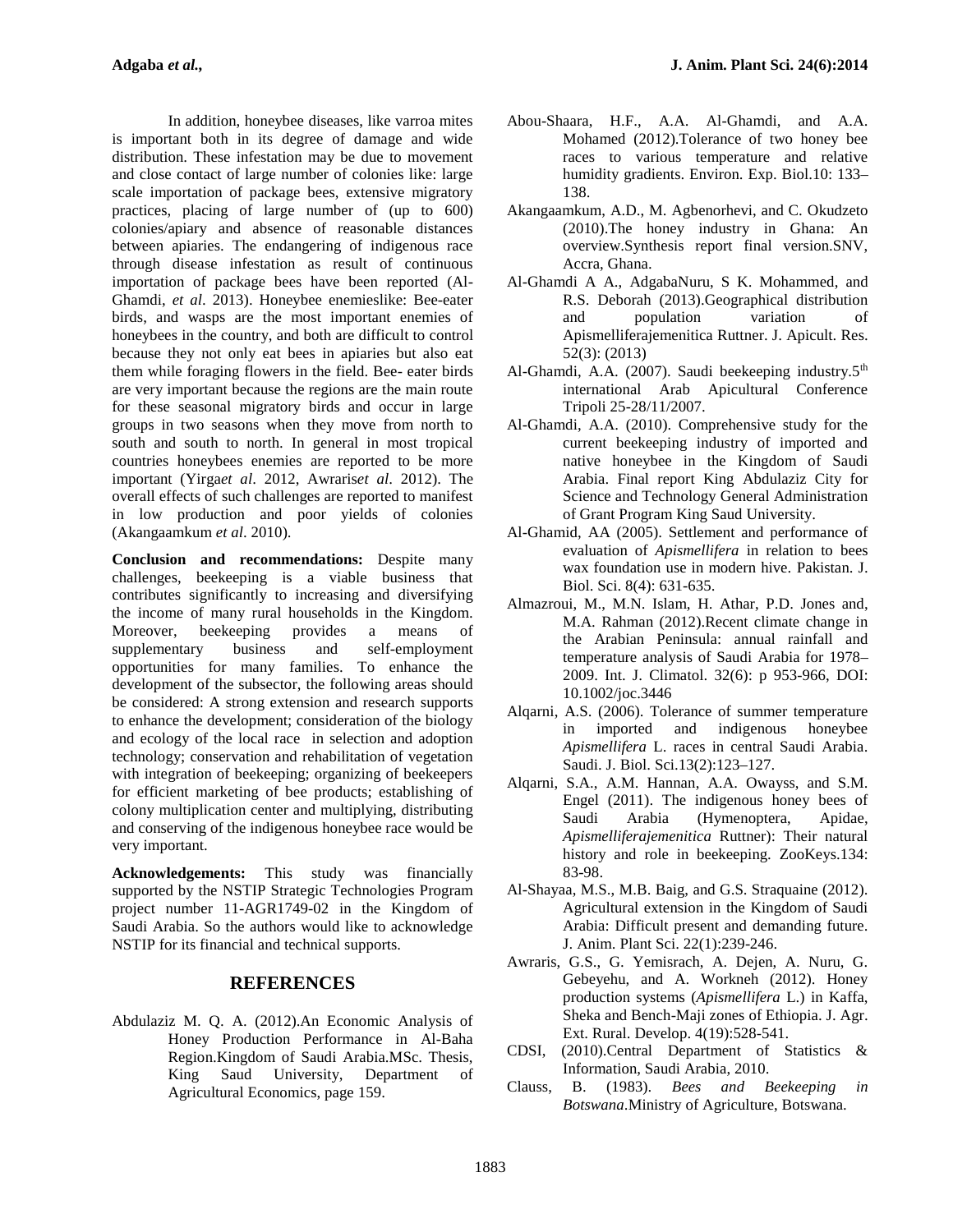In addition, honeybee diseases, like varroa mites is important both in its degree of damage and wide distribution. These infestation may be due to movement and close contact of large number of colonies like: large scale importation of package bees, extensive migratory practices, placing of large number of (up to 600) colonies/apiary and absence of reasonable distances between apiaries. The endangering of indigenous race through disease infestation as result of continuous importation of package bees have been reported (Al-Ghamdi, *et al*. 2013). Honeybee enemieslike: Bee-eater birds, and wasps are the most important enemies of honeybees in the country, and both are difficult to control because they not only eat bees in apiaries but also eat them while foraging flowers in the field. Bee- eater birds are very important because the regions are the main route for these seasonal migratory birds and occur in large groups in two seasons when they move from north to south and south to north. In general in most tropical countries honeybees enemies are reported to be more important (Yirga*et al*. 2012, Awraris*et al*. 2012). The overall effects of such challenges are reported to manifest in low production and poor yields of colonies (Akangaamkum *et al*. 2010).

**Conclusion and recommendations:** Despite many challenges, beekeeping is a viable business that contributes significantly to increasing and diversifying the income of many rural households in the Kingdom. Moreover, beekeeping provides a means of supplementary business and self-employment opportunities for many families. To enhance the development of the subsector, the following areas should be considered: A strong extension and research supports to enhance the development; consideration of the biology and ecology of the local race in selection and adoption technology; conservation and rehabilitation of vegetation with integration of beekeeping; organizing of beekeepers for efficient marketing of bee products; establishing of colony multiplication center and multiplying, distributing and conserving of the indigenous honeybee race would be very important.

**Acknowledgements:** This study was financially supported by the NSTIP Strategic Technologies Program project number 11-AGR1749-02 in the Kingdom of Saudi Arabia. So the authors would like to acknowledge NSTIP for its financial and technical supports.

## REFERENCES

Abdulaziz M. Q. A. (2012).An Economic Analysis of Honey Production Performance in Al-Baha Region.Kingdom of Saudi Arabia.MSc. Thesis, King Saud University, Department of Agricultural Economics, page 159.

Abou-Shaara, H.F., A.A. Al-Ghamdi, and A.A. Mohamed (2012).Tolerance of two honey bee races to various temperature and relative humidity gradients. Environ. Exp. Biol.10: 133–138.

Akangaamkum, A.D., M. Agbenorhevi, and C. Okudzeto (2010).The honey industry in Ghana: An overview.Synthesis report final version.SNV, Accra, Ghana.

Al-Ghamdi A A., AdgabaNuru, S K. Mohammed, and R.S. Deborah (2013).Geographical distribution and population variation of Apismelliferajemenitica Ruttner. J. Apicult. Res. 52(3): (2013)

Al-Ghamdi, A.A. (2007). Saudi beekeeping industry.5[th] international Arab Apicultural Conference Tripoli 25-28/11/2007.

Al-Ghamdi, A.A. (2010). Comprehensive study for the current beekeeping industry of imported and native honeybee in the Kingdom of Saudi Arabia. Final report King Abdulaziz City for Science and Technology General Administration of Grant Program King Saud University.

Al-Ghamid, AA (2005). Settlement and performance of evaluation of *Apismellifera* in relation to bees wax foundation use in modern hive. Pakistan. J. Biol. Sci. 8(4): 631-635.

Almazroui, M., M.N. Islam, H. Athar, P.D. Jones and, M.A. Rahman (2012).Recent climate change in the Arabian Peninsula: annual rainfall and temperature analysis of Saudi Arabia for 1978–2009. Int. J. Climatol. 32(6): p 953-966, DOI: 10.1002/joc.3446

Alqarni, A.S. (2006). Tolerance of summer temperature in imported and indigenous honeybee *Apismellifera* L. races in central Saudi Arabia. Saudi. J. Biol. Sci.13(2):123–127.

Alqarni, S.A., A.M. Hannan, A.A. Owayss, and S.M. Engel (2011). The indigenous honey bees of Saudi Arabia (Hymenoptera, Apidae, *Apismelliferajemenitica* Ruttner): Their natural history and role in beekeeping. ZooKeys.134: 83-98.

Al-Shayaa, M.S., M.B. Baig, and G.S. Straquaine (2012). Agricultural extension in the Kingdom of Saudi Arabia: Difficult present and demanding future. J. Anim. Plant Sci. 22(1):239-246.

Awraris, G.S., G. Yemisrach, A. Dejen, A. Nuru, G. Gebeyehu, and A. Workneh (2012). Honey production systems (*Apismellifera* L.) in Kaffa, Sheka and Bench-Maji zones of Ethiopia. J. Agr. Ext. Rural. Develop. 4(19):528-541.

CDSI, (2010).Central Department of Statistics & Information, Saudi Arabia, 2010.

Clauss, B. (1983). *Bees and Beekeeping in Botswana*.Ministry of Agriculture, Botswana.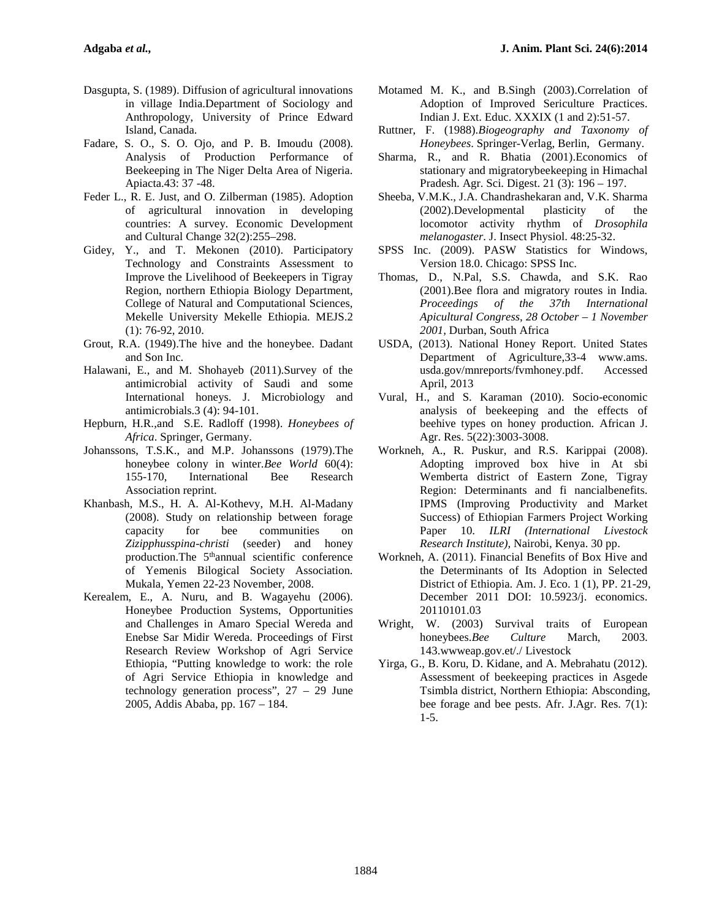Dasgupta, S. (1989). Diffusion of agricultural innovations in village India.Department of Sociology and Anthropology, University of Prince Edward Island, Canada.

Fadare, S. O., S. O. Ojo, and P. B. Imoudu (2008). Analysis of Production Performance of Beekeeping in The Niger Delta Area of Nigeria. Apiacta.43: 37 -48.

Feder L., R. E. Just, and O. Zilberman (1985). Adoption of agricultural innovation in developing countries: A survey. Economic Development and Cultural Change 32(2):255–298.

Gidey, Y., and T. Mekonen (2010). Participatory Technology and Constraints Assessment to Improve the Livelihood of Beekeepers in Tigray Region, northern Ethiopia Biology Department, College of Natural and Computational Sciences, Mekelle University Mekelle Ethiopia. MEJS.2 (1): 76-92, 2010.

Grout, R.A. (1949).The hive and the honeybee. Dadant and Son Inc.

Halawani, E., and M. Shohayeb (2011).Survey of the antimicrobial activity of Saudi and some International honeys. J. Microbiology and antimicrobials.3 (4): 94-101.

Hepburn, H.R.,and S.E. Radloff (1998). *Honeybees of Africa*. Springer, Germany.

Johanssons, T.S.K., and M.P. Johanssons (1979).The honeybee colony in winter.*Bee World* 60(4): 155-170, International Bee Research Association reprint.

Khanbash, M.S., H. A. Al-Kothevy, M.H. Al-Madany (2008). Study on relationship between forage capacity for bee communities on *Zizipphusspina-christi* (seeder) and honey production.The 5[th]annual scientific conference of Yemenis Bilogical Society Association. Mukala, Yemen 22-23 November, 2008.

Kerealem, E., A. Nuru, and B. Wagayehu (2006). Honeybee Production Systems, Opportunities and Challenges in Amaro Special Wereda and Enebse Sar Midir Wereda. Proceedings of First Research Review Workshop of Agri Service Ethiopia, "Putting knowledge to work: the role of Agri Service Ethiopia in knowledge and technology generation process", 27 – 29 June 2005, Addis Ababa, pp. 167 – 184.

Motamed M. K., and B.Singh (2003).Correlation of Adoption of Improved Sericulture Practices. Indian J. Ext. Educ. XXXIX (1 and 2):51-57.

Ruttner, F. (1988).*Biogeography and Taxonomy of Honeybees*. Springer-Verlag, Berlin, Germany.

Sharma, R., and R. Bhatia (2001).Economics of stationary and migratorybeekeeping in Himachal Pradesh. Agr. Sci. Digest. 21 (3): 196 – 197.

Sheeba, V.M.K., J.A. Chandrashekaran and, V.K. Sharma (2002).Developmental plasticity of the locomotor activity rhythm of *Drosophila melanogaster*. J. Insect Physiol. 48:25-32.

SPSS Inc. (2009). PASW Statistics for Windows, Version 18.0. Chicago: SPSS Inc.

Thomas, D., N.Pal, S.S. Chawda, and S.K. Rao (2001).Bee flora and migratory routes in India. *Proceedings of the 37th International Apicultural Congress, 28 October – 1 November 2001*, Durban, South Africa

USDA, (2013). National Honey Report. United States Department of Agriculture,33-4 www.ams. usda.gov/mnreports/fvmhoney.pdf. Accessed April, 2013

Vural, H., and S. Karaman (2010). Socio-economic analysis of beekeeping and the effects of beehive types on honey production. African J. Agr. Res. 5(22):3003-3008.

Workneh, A., R. Puskur, and R.S. Karippai (2008). Adopting improved box hive in At sbi Wemberta district of Eastern Zone, Tigray Region: Determinants and fi nancialbenefits. IPMS (Improving Productivity and Market Success) of Ethiopian Farmers Project Working Paper 10. *ILRI (International Livestock Research Institute)*, Nairobi, Kenya. 30 pp.

Workneh, A. (2011). Financial Benefits of Box Hive and the Determinants of Its Adoption in Selected District of Ethiopia. Am. J. Eco. 1 (1), PP. 21-29, December 2011 DOI: 10.5923/j. economics. 20110101.03

Wright, W. (2003) Survival traits of European honeybees.*Bee Culture* March, 2003. 143.wwweap.gov.et/./ Livestock

Yirga, G., B. Koru, D. Kidane, and A. Mebrahatu (2012). Assessment of beekeeping practices in Asgede Tsimbla district, Northern Ethiopia: Absconding, bee forage and bee pests. Afr. J.Agr. Res. 7(1): 1-5.